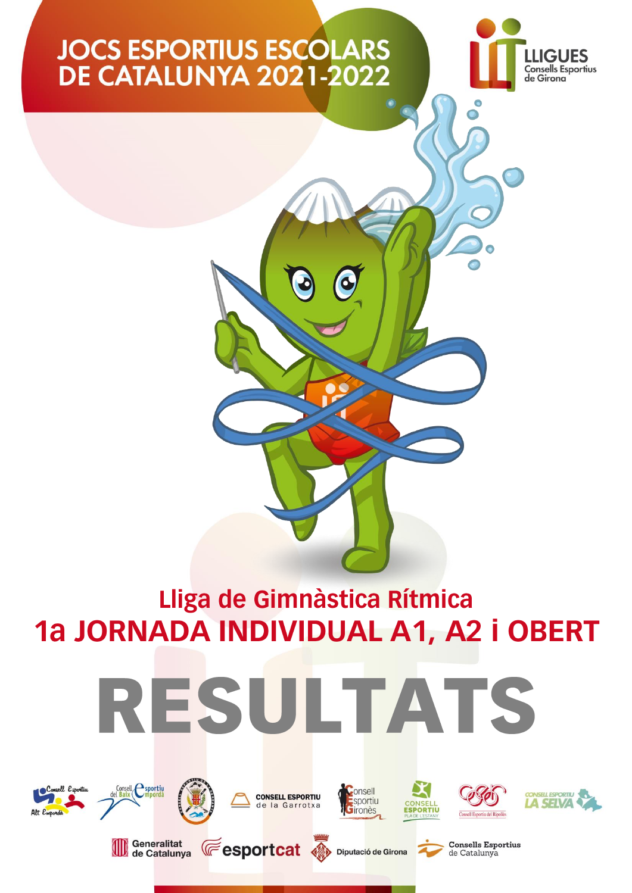# JOCS ESPORTIUS ESCOLARS DE CATALUNYA 2021-2022

LLIGUES Consells Esportius de Girona

## Lliga de Gimnàstica Rítmica

## 1a JORNADA INDIVIDUAL A1, A2 i OBERT

# RESULTATS

Consell Esportiu Alt Empordà · Consell Esportiu del Baix Empordà · Consell Esportiu de la Cerdanya · CONSELL ESPORTIU de la Garrotxa · Consell Esportiu Gironès · CONSELL ESPORTIU PLA DE L'ESTANY · Consell Esportiu del Ripollès · CONSELL ESPORTIU LA SELVA

Generalitat de Catalunya · esportcat · Diputació de Girona · Consells Esportius de Catalunya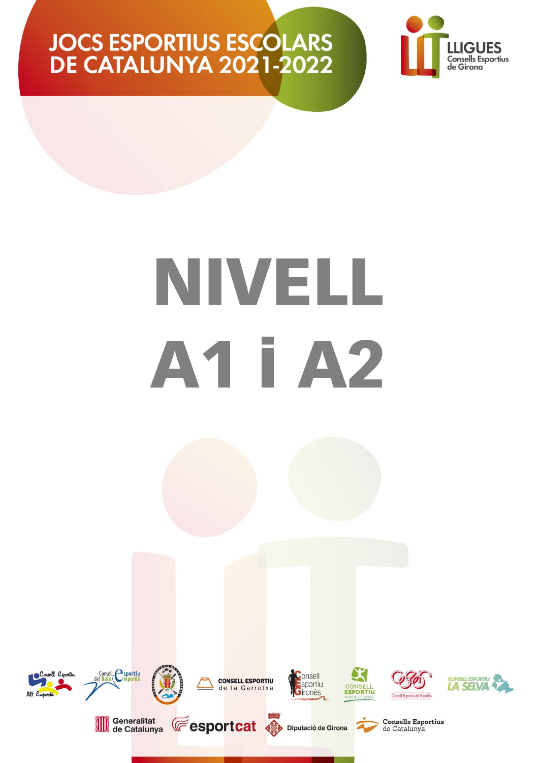# JOCS ESPORTIUS ESCOLARS DE CATALUNYA 2021-2022

LLIGUES Consells Esportius de Girona

# NIVELL A1 i A2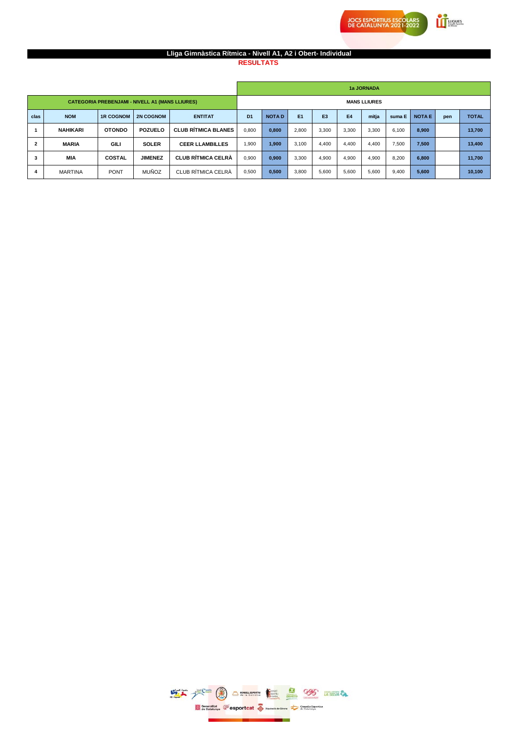## Lliga Gimnàstica Rítmica - Nivell A1, A2 i Obert- Individual

**RESULTATS**

| CATEGORIA PREBENJAMI - NIVELL A1 (MANS LLIURES) | | | | | 1a JORNADA | | | | | | | | | |
|---|---|---|---|---|---|---|---|---|---|---|---|---|---|---|
| | | | | | MANS LLIURES | | | | | | | | | |
| clas | NOM | 1R COGNOM | 2N COGNOM | ENTITAT | D1 | NOTA D | E1 | E3 | E4 | mitja | suma E | NOTA E | pen | TOTAL |
| 1 | NAHIKARI | OTONDO | POZUELO | CLUB RÍTMICA BLANES | 0,800 | 0,800 | 2,800 | 3,300 | 3,300 | 3,300 | 6,100 | 8,900 | | 13,700 |
| 2 | MARIA | GILI | SOLER | CEER LLAMBILLES | 1,900 | 1,900 | 3,100 | 4,400 | 4,400 | 4,400 | 7,500 | 7,500 | | 13,400 |
| 3 | MIA | COSTAL | JIMENEZ | CLUB RÍTMICA CELRÀ | 0,900 | 0,900 | 3,300 | 4,900 | 4,900 | 4,900 | 8,200 | 6,800 | | 11,700 |
| 4 | MARTINA | PONT | MUÑOZ | CLUB RÍTMICA CELRÀ | 0,500 | 0,500 | 3,800 | 5,600 | 5,600 | 5,600 | 9,400 | 5,600 | | 10,100 |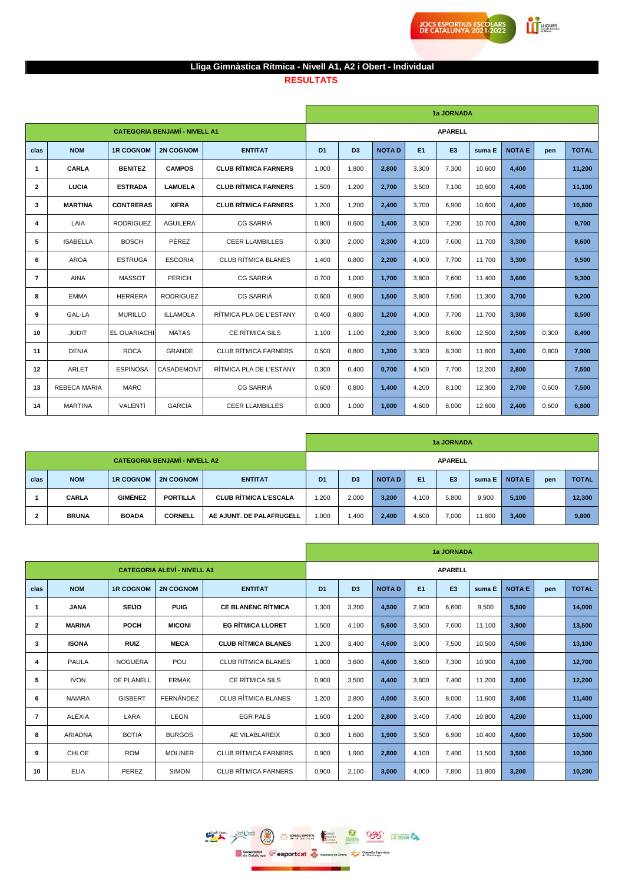## Lliga Gimnàstica Rítmica - Nivell A1, A2 i Obert - Individual

**RESULTATS**

| | | | | | 1a JORNADA | | | | | | | | |
|---|---|---|---|---|---|---|---|---|---|---|---|---|---|
| CATEGORIA BENJAMÍ - NIVELL A1 | | | | | APARELL | | | | | | | | |
| clas | NOM | 1R COGNOM | 2N COGNOM | ENTITAT | D1 | D3 | NOTA D | E1 | E3 | suma E | NOTA E | pen | TOTAL |
| **1** | **CARLA** | **BENITEZ** | **CAMPOS** | **CLUB RÍTMICA FARNERS** | 1,000 | 1,800 | **2,800** | 3,300 | 7,300 | 10,600 | **4,400** | | **11,200** |
| **2** | **LUCIA** | **ESTRADA** | **LAMUELA** | **CLUB RÍTMICA FARNERS** | 1,500 | 1,200 | **2,700** | 3,500 | 7,100 | 10,600 | **4,400** | | **11,100** |
| **3** | **MARTINA** | **CONTRERAS** | **XIFRA** | **CLUB RÍTMICA FARNERS** | 1,200 | 1,200 | **2,400** | 3,700 | 6,900 | 10,600 | **4,400** | | **10,800** |
| **4** | LAIA | RODRIGUEZ | AGUILERA | CG SARRIÀ | 0,800 | 0,600 | **1,400** | 3,500 | 7,200 | 10,700 | **4,300** | | **9,700** |
| **5** | ISABELLA | BOSCH | PÉREZ | CEER LLAMBILLES | 0,300 | 2,000 | **2,300** | 4,100 | 7,600 | 11,700 | **3,300** | | **9,600** |
| **6** | AROA | ESTRUGA | ESCORIA | CLUB RÍTMICA BLANES | 1,400 | 0,800 | **2,200** | 4,000 | 7,700 | 11,700 | **3,300** | | **9,500** |
| **7** | AINA | MASSOT | PERICH | CG SARRIÀ | 0,700 | 1,000 | **1,700** | 3,800 | 7,600 | 11,400 | **3,600** | | **9,300** |
| **8** | EMMA | HERRERA | RODRIGUEZ | CG SARRIÀ | 0,600 | 0,900 | **1,500** | 3,800 | 7,500 | 11,300 | **3,700** | | **9,200** |
| **9** | GAL·LA | MURILLO | ILLAMOLA | RÍTMICA PLA DE L'ESTANY | 0,400 | 0,800 | **1,200** | 4,000 | 7,700 | 11,700 | **3,300** | | **8,500** |
| **10** | JUDIT | EL OUARIACHI | MATAS | CE RÍTMICA SILS | 1,100 | 1,100 | **2,200** | 3,900 | 8,600 | 12,500 | **2,500** | 0,300 | **8,400** |
| **11** | DENIA | ROCA | GRANDE | CLUB RÍTMICA FARNERS | 0,500 | 0,800 | **1,300** | 3,300 | 8,300 | 11,600 | **3,400** | 0,800 | **7,900** |
| **12** | ARLET | ESPINOSA | CASADEMONT | RÍTMICA PLA DE L'ESTANY | 0,300 | 0,400 | **0,700** | 4,500 | 7,700 | 12,200 | **2,800** | | **7,500** |
| **13** | REBECA MARIA | MARC | | CG SARRIÀ | 0,600 | 0,800 | **1,400** | 4,200 | 8,100 | 12,300 | **2,700** | 0,600 | **7,500** |
| **14** | MARTINA | VALENTÍ | GARCIA | CEER LLAMBILLES | 0,000 | 1,000 | **1,000** | 4,600 | 8,000 | 12,600 | **2,400** | 0,600 | **6,800** |

| | | | | | 1a JORNADA | | | | | | | | |
|---|---|---|---|---|---|---|---|---|---|---|---|---|---|
| CATEGORIA BENJAMÍ - NIVELL A2 | | | | | APARELL | | | | | | | | |
| clas | NOM | 1R COGNOM | 2N COGNOM | ENTITAT | D1 | D3 | NOTA D | E1 | E3 | suma E | NOTA E | pen | TOTAL |
| **1** | **CARLA** | **GIMÉNEZ** | **PORTILLA** | **CLUB RÍTMICA L'ESCALA** | 1,200 | 2,000 | **3,200** | 4,100 | 5,800 | 9,900 | **5,100** | | **12,300** |
| **2** | **BRUNA** | **BOADA** | **CORNELL** | **AE AJUNT. DE PALAFRUGELL** | 1,000 | 1,400 | **2,400** | 4,600 | 7,000 | 11,600 | **3,400** | | **9,800** |

| | | | | | 1a JORNADA | | | | | | | | |
|---|---|---|---|---|---|---|---|---|---|---|---|---|---|
| CATEGORIA ALEVÍ - NIVELL A1 | | | | | APARELL | | | | | | | | |
| clas | NOM | 1R COGNOM | 2N COGNOM | ENTITAT | D1 | D3 | NOTA D | E1 | E3 | suma E | NOTA E | pen | TOTAL |
| **1** | **JANA** | **SEIJO** | **PUIG** | **CE BLANENC RÍTMICA** | 1,300 | 3,200 | **4,500** | 2,900 | 6,600 | 9,500 | **5,500** | | **14,000** |
| **2** | **MARINA** | **POCH** | **MICONI** | **EG RÍTMICA LLORET** | 1,500 | 4,100 | **5,600** | 3,500 | 7,600 | 11,100 | **3,900** | | **13,500** |
| **3** | **ISONA** | **RUIZ** | **MECA** | **CLUB RÍTMICA BLANES** | 1,200 | 3,400 | **4,600** | 3,000 | 7,500 | 10,500 | **4,500** | | **13,100** |
| **4** | PAULA | NOGUERA | POU | CLUB RÍTMICA BLANES | 1,000 | 3,600 | **4,600** | 3,600 | 7,300 | 10,900 | **4,100** | | **12,700** |
| **5** | IVON | DE PLANELL | ERMAK | CE RÍTMICA SILS | 0,900 | 3,500 | **4,400** | 3,800 | 7,400 | 11,200 | **3,800** | | **12,200** |
| **6** | NAIARA | GISBERT | FERNÁNDEZ | CLUB RÍTMICA BLANES | 1,200 | 2,800 | **4,000** | 3,600 | 8,000 | 11,600 | **3,400** | | **11,400** |
| **7** | ALÈXIA | LARA | LEON | EGR PALS | 1,600 | 1,200 | **2,800** | 3,400 | 7,400 | 10,800 | **4,200** | | **11,000** |
| **8** | ARIADNA | BOTIÀ | BURGOS | AE VILABLAREIX | 0,300 | 1,600 | **1,900** | 3,500 | 6,900 | 10,400 | **4,600** | | **10,500** |
| **9** | CHLOE | ROM | MOLINER | CLUB RÍTMICA FARNERS | 0,900 | 1,900 | **2,800** | 4,100 | 7,400 | 11,500 | **3,500** | | **10,300** |
| **10** | ELIA | PEREZ | SIMON | CLUB RÍTMICA FARNERS | 0,900 | 2,100 | **3,000** | 4,000 | 7,800 | 11,800 | **3,200** | | **10,200** |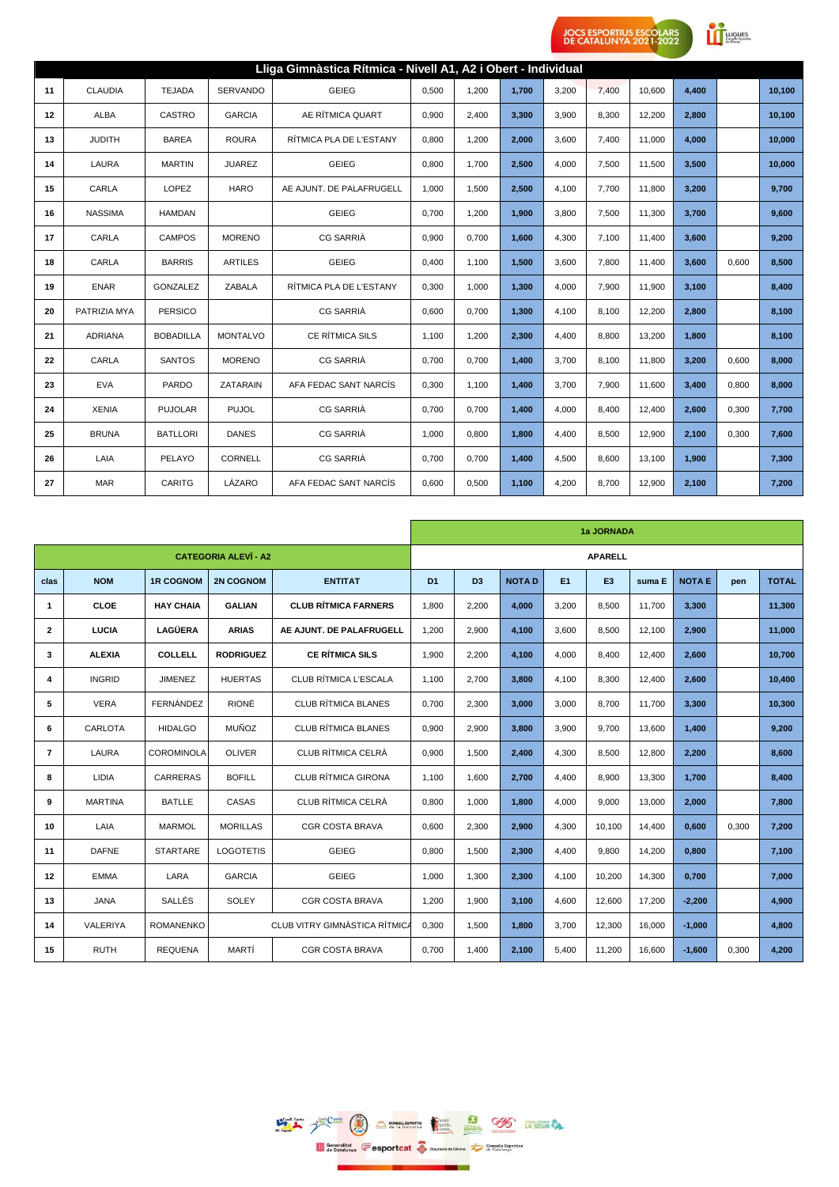## Lliga Gimnàstica Rítmica - Nivell A1, A2 i Obert - Individual

| | | | | | | | | | | | | | |
|---|---|---|---|---|---|---|---|---|---|---|---|---|---|
| 11 | CLAUDIA | TEJADA | SERVANDO | GEIEG | 0,500 | 1,200 | **1,700** | 3,200 | 7,400 | 10,600 | **4,400** | | **10,100** |
| 12 | ALBA | CASTRO | GARCIA | AE RÍTMICA QUART | 0,900 | 2,400 | **3,300** | 3,900 | 8,300 | 12,200 | **2,800** | | **10,100** |
| 13 | JUDITH | BAREA | ROURA | RÍTMICA PLA DE L'ESTANY | 0,800 | 1,200 | **2,000** | 3,600 | 7,400 | 11,000 | **4,000** | | **10,000** |
| 14 | LAURA | MARTIN | JUAREZ | GEIEG | 0,800 | 1,700 | **2,500** | 4,000 | 7,500 | 11,500 | **3,500** | | **10,000** |
| 15 | CARLA | LOPEZ | HARO | AE AJUNT. DE PALAFRUGELL | 1,000 | 1,500 | **2,500** | 4,100 | 7,700 | 11,800 | **3,200** | | **9,700** |
| 16 | NASSIMA | HAMDAN | | GEIEG | 0,700 | 1,200 | **1,900** | 3,800 | 7,500 | 11,300 | **3,700** | | **9,600** |
| 17 | CARLA | CAMPOS | MORENO | CG SARRIÀ | 0,900 | 0,700 | **1,600** | 4,300 | 7,100 | 11,400 | **3,600** | | **9,200** |
| 18 | CARLA | BARRIS | ARTILES | GEIEG | 0,400 | 1,100 | **1,500** | 3,600 | 7,800 | 11,400 | **3,600** | 0,600 | **8,500** |
| 19 | ENAR | GONZALEZ | ZABALA | RÍTMICA PLA DE L'ESTANY | 0,300 | 1,000 | **1,300** | 4,000 | 7,900 | 11,900 | **3,100** | | **8,400** |
| 20 | PATRIZIA MYA | PERSICO | | CG SARRIÀ | 0,600 | 0,700 | **1,300** | 4,100 | 8,100 | 12,200 | **2,800** | | **8,100** |
| 21 | ADRIANA | BOBADILLA | MONTALVO | CE RÍTMICA SILS | 1,100 | 1,200 | **2,300** | 4,400 | 8,800 | 13,200 | **1,800** | | **8,100** |
| 22 | CARLA | SANTOS | MORENO | CG SARRIÀ | 0,700 | 0,700 | **1,400** | 3,700 | 8,100 | 11,800 | **3,200** | 0,600 | **8,000** |
| 23 | EVA | PARDO | ZATARAIN | AFA FEDAC SANT NARCÍS | 0,300 | 1,100 | **1,400** | 3,700 | 7,900 | 11,600 | **3,400** | 0,800 | **8,000** |
| 24 | XENIA | PUJOLAR | PUJOL | CG SARRIÀ | 0,700 | 0,700 | **1,400** | 4,000 | 8,400 | 12,400 | **2,600** | 0,300 | **7,700** |
| 25 | BRUNA | BATLLORI | DANES | CG SARRIÀ | 1,000 | 0,800 | **1,800** | 4,400 | 8,500 | 12,900 | **2,100** | 0,300 | **7,600** |
| 26 | LAIA | PELAYO | CORNELL | CG SARRIÀ | 0,700 | 0,700 | **1,400** | 4,500 | 8,600 | 13,100 | **1,900** | | **7,300** |
| 27 | MAR | CARITG | LÁZARO | AFA FEDAC SANT NARCÍS | 0,600 | 0,500 | **1,100** | 4,200 | 8,700 | 12,900 | **2,100** | | **7,200** |

| | | | | | 1a JORNADA | | | | | | | | |
|---|---|---|---|---|---|---|---|---|---|---|---|---|---|
| **CATEGORIA ALEVÍ - A2** | | | | | APARELL | | | | | | | | |
| **clas** | **NOM** | **1R COGNOM** | **2N COGNOM** | **ENTITAT** | **D1** | **D3** | **NOTA D** | **E1** | **E3** | **suma E** | **NOTA E** | **pen** | **TOTAL** |
| 1 | **CLOE** | **HAY CHAIA** | **GALIAN** | **CLUB RÍTMICA FARNERS** | 1,800 | 2,200 | **4,000** | 3,200 | 8,500 | 11,700 | **3,300** | | **11,300** |
| 2 | **LUCIA** | **LAGÜERA** | **ARIAS** | **AE AJUNT. DE PALAFRUGELL** | 1,200 | 2,900 | **4,100** | 3,600 | 8,500 | 12,100 | **2,900** | | **11,000** |
| 3 | **ALEXIA** | **COLLELL** | **RODRIGUEZ** | **CE RÍTMICA SILS** | 1,900 | 2,200 | **4,100** | 4,000 | 8,400 | 12,400 | **2,600** | | **10,700** |
| 4 | INGRID | JIMENEZ | HUERTAS | CLUB RÍTMICA L'ESCALA | 1,100 | 2,700 | **3,800** | 4,100 | 8,300 | 12,400 | **2,600** | | **10,400** |
| 5 | VERA | FERNÁNDEZ | RIONÉ | CLUB RÍTMICA BLANES | 0,700 | 2,300 | **3,000** | 3,000 | 8,700 | 11,700 | **3,300** | | **10,300** |
| 6 | CARLOTA | HIDALGO | MUÑOZ | CLUB RÍTMICA BLANES | 0,900 | 2,900 | **3,800** | 3,900 | 9,700 | 13,600 | **1,400** | | **9,200** |
| 7 | LAURA | COROMINOLA | OLIVER | CLUB RÍTMICA CELRÀ | 0,900 | 1,500 | **2,400** | 4,300 | 8,500 | 12,800 | **2,200** | | **8,600** |
| 8 | LIDIA | CARRERAS | BOFILL | CLUB RÍTMICA GIRONA | 1,100 | 1,600 | **2,700** | 4,400 | 8,900 | 13,300 | **1,700** | | **8,400** |
| 9 | MARTINA | BATLLE | CASAS | CLUB RÍTMICA CELRÀ | 0,800 | 1,000 | **1,800** | 4,000 | 9,000 | 13,000 | **2,000** | | **7,800** |
| 10 | LAIA | MARMOL | MORILLAS | CGR COSTA BRAVA | 0,600 | 2,300 | **2,900** | 4,300 | 10,100 | 14,400 | **0,600** | 0,300 | **7,200** |
| 11 | DAFNE | STARTARE | LOGOTETIS | GEIEG | 0,800 | 1,500 | **2,300** | 4,400 | 9,800 | 14,200 | **0,800** | | **7,100** |
| 12 | EMMA | LARA | GARCIA | GEIEG | 1,000 | 1,300 | **2,300** | 4,100 | 10,200 | 14,300 | **0,700** | | **7,000** |
| 13 | JANA | SALLÉS | SOLEY | CGR COSTA BRAVA | 1,200 | 1,900 | **3,100** | 4,600 | 12,600 | 17,200 | **-2,200** | | **4,900** |
| 14 | VALERIYA | ROMANENKO | | CLUB VITRY GIMNÀSTICA RÍTMICA | 0,300 | 1,500 | **1,800** | 3,700 | 12,300 | 16,000 | **-1,000** | | **4,800** |
| 15 | RUTH | REQUENA | MARTÍ | CGR COSTA BRAVA | 0,700 | 1,400 | **2,100** | 5,400 | 11,200 | 16,600 | **-1,600** | 0,300 | **4,200** |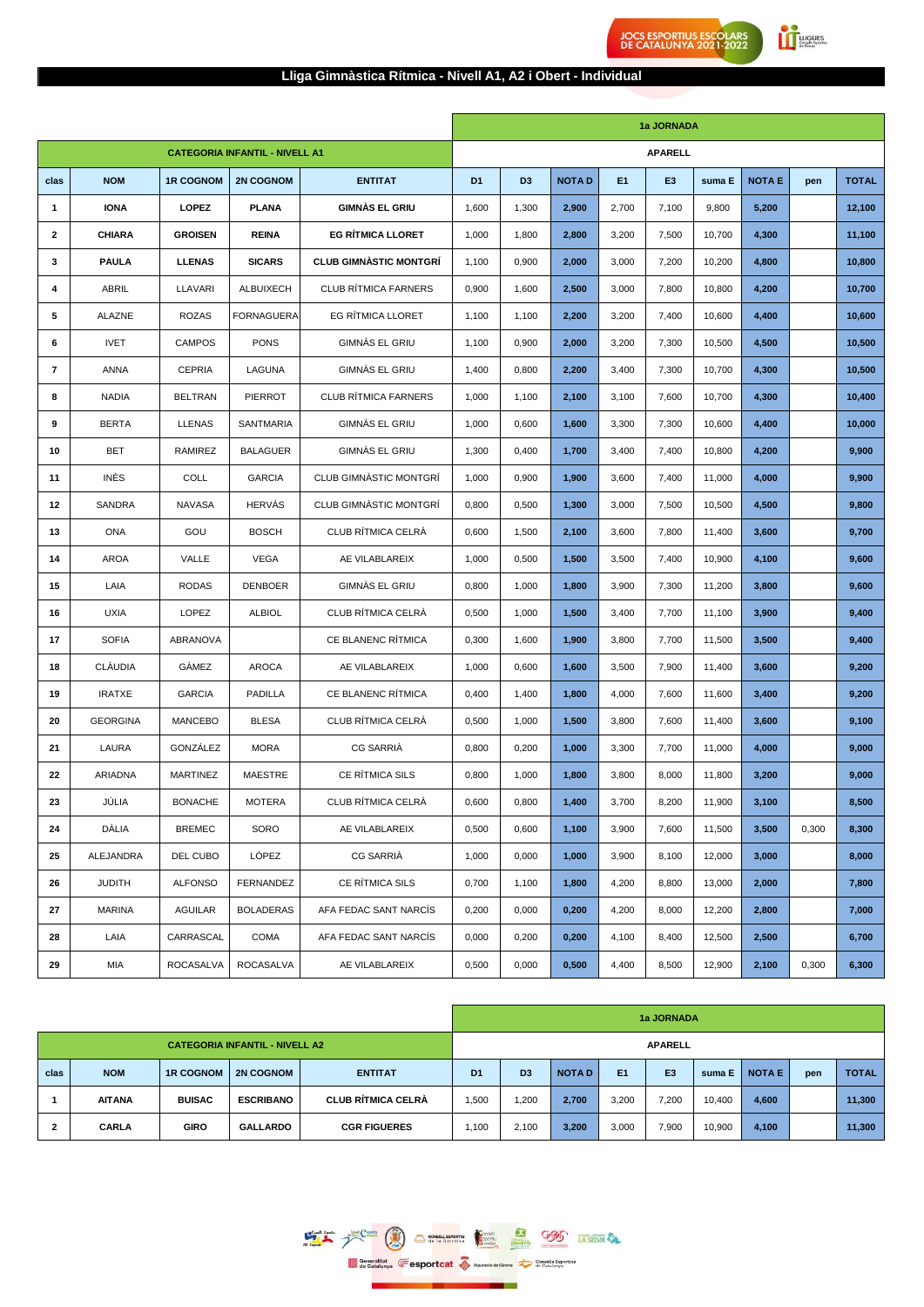## Lliga Gimnàstica Rítmica - Nivell A1, A2 i Obert - Individual

| CATEGORIA INFANTIL - NIVELL A1 | | | | | 1a JORNADA | | | | | | | | |
|---|---|---|---|---|---|---|---|---|---|---|---|---|---|
| | | | | | APARELL | | | | | | | | |
| clas | NOM | 1R COGNOM | 2N COGNOM | ENTITAT | D1 | D3 | NOTA D | E1 | E3 | suma E | NOTA E | pen | TOTAL |
| 1 | **IONA** | **LOPEZ** | **PLANA** | **GIMNÀS EL GRIU** | 1,600 | 1,300 | **2,900** | 2,700 | 7,100 | 9,800 | **5,200** | | **12,100** |
| 2 | **CHIARA** | **GROISEN** | **REINA** | **EG RÍTMICA LLORET** | 1,000 | 1,800 | **2,800** | 3,200 | 7,500 | 10,700 | **4,300** | | **11,100** |
| 3 | **PAULA** | **LLENAS** | **SICARS** | **CLUB GIMNÀSTIC MONTGRÍ** | 1,100 | 0,900 | **2,000** | 3,000 | 7,200 | 10,200 | **4,800** | | **10,800** |
| 4 | ABRIL | LLAVARI | ALBUIXECH | CLUB RÍTMICA FARNERS | 0,900 | 1,600 | **2,500** | 3,000 | 7,800 | 10,800 | **4,200** | | **10,700** |
| 5 | ALAZNE | ROZAS | FORNAGUERA | EG RÍTMICA LLORET | 1,100 | 1,100 | **2,200** | 3,200 | 7,400 | 10,600 | **4,400** | | **10,600** |
| 6 | IVET | CAMPOS | PONS | GIMNÀS EL GRIU | 1,100 | 0,900 | **2,000** | 3,200 | 7,300 | 10,500 | **4,500** | | **10,500** |
| 7 | ANNA | CEPRIA | LAGUNA | GIMNÀS EL GRIU | 1,400 | 0,800 | **2,200** | 3,400 | 7,300 | 10,700 | **4,300** | | **10,500** |
| 8 | NADIA | BELTRAN | PIERROT | CLUB RÍTMICA FARNERS | 1,000 | 1,100 | **2,100** | 3,100 | 7,600 | 10,700 | **4,300** | | **10,400** |
| 9 | BERTA | LLENAS | SANTMARIA | GIMNÀS EL GRIU | 1,000 | 0,600 | **1,600** | 3,300 | 7,300 | 10,600 | **4,400** | | **10,000** |
| 10 | BET | RAMIREZ | BALAGUER | GIMNÀS EL GRIU | 1,300 | 0,400 | **1,700** | 3,400 | 7,400 | 10,800 | **4,200** | | **9,900** |
| 11 | INÈS | COLL | GARCIA | CLUB GIMNÀSTIC MONTGRÍ | 1,000 | 0,900 | **1,900** | 3,600 | 7,400 | 11,000 | **4,000** | | **9,900** |
| 12 | SANDRA | NAVASA | HERVÁS | CLUB GIMNÀSTIC MONTGRÍ | 0,800 | 0,500 | **1,300** | 3,000 | 7,500 | 10,500 | **4,500** | | **9,800** |
| 13 | ONA | GOU | BOSCH | CLUB RÍTMICA CELRÀ | 0,600 | 1,500 | **2,100** | 3,600 | 7,800 | 11,400 | **3,600** | | **9,700** |
| 14 | AROA | VALLE | VEGA | AE VILABLAREIX | 1,000 | 0,500 | **1,500** | 3,500 | 7,400 | 10,900 | **4,100** | | **9,600** |
| 15 | LAIA | RODAS | DENBOER | GIMNÀS EL GRIU | 0,800 | 1,000 | **1,800** | 3,900 | 7,300 | 11,200 | **3,800** | | **9,600** |
| 16 | UXIA | LOPEZ | ALBIOL | CLUB RÍTMICA CELRÀ | 0,500 | 1,000 | **1,500** | 3,400 | 7,700 | 11,100 | **3,900** | | **9,400** |
| 17 | SOFIA | ABRANOVA | | CE BLANENC RÍTMICA | 0,300 | 1,600 | **1,900** | 3,800 | 7,700 | 11,500 | **3,500** | | **9,400** |
| 18 | CLÀUDIA | GÀMEZ | AROCA | AE VILABLAREIX | 1,000 | 0,600 | **1,600** | 3,500 | 7,900 | 11,400 | **3,600** | | **9,200** |
| 19 | IRATXE | GARCIA | PADILLA | CE BLANENC RÍTMICA | 0,400 | 1,400 | **1,800** | 4,000 | 7,600 | 11,600 | **3,400** | | **9,200** |
| 20 | GEORGINA | MANCEBO | BLESA | CLUB RÍTMICA CELRÀ | 0,500 | 1,000 | **1,500** | 3,800 | 7,600 | 11,400 | **3,600** | | **9,100** |
| 21 | LAURA | GONZÁLEZ | MORA | CG SARRIÀ | 0,800 | 0,200 | **1,000** | 3,300 | 7,700 | 11,000 | **4,000** | | **9,000** |
| 22 | ARIADNA | MARTINEZ | MAESTRE | CE RÍTMICA SILS | 0,800 | 1,000 | **1,800** | 3,800 | 8,000 | 11,800 | **3,200** | | **9,000** |
| 23 | JÚLIA | BONACHE | MOTERA | CLUB RÍTMICA CELRÀ | 0,600 | 0,800 | **1,400** | 3,700 | 8,200 | 11,900 | **3,100** | | **8,500** |
| 24 | DÀLIA | BREMEC | SORO | AE VILABLAREIX | 0,500 | 0,600 | **1,100** | 3,900 | 7,600 | 11,500 | **3,500** | 0,300 | **8,300** |
| 25 | ALEJANDRA | DEL CUBO | LÓPEZ | CG SARRIÀ | 1,000 | 0,000 | **1,000** | 3,900 | 8,100 | 12,000 | **3,000** | | **8,000** |
| 26 | JUDITH | ALFONSO | FERNANDEZ | CE RÍTMICA SILS | 0,700 | 1,100 | **1,800** | 4,200 | 8,800 | 13,000 | **2,000** | | **7,800** |
| 27 | MARINA | AGUILAR | BOLADERAS | AFA FEDAC SANT NARCÍS | 0,200 | 0,000 | **0,200** | 4,200 | 8,000 | 12,200 | **2,800** | | **7,000** |
| 28 | LAIA | CARRASCAL | COMA | AFA FEDAC SANT NARCÍS | 0,000 | 0,200 | **0,200** | 4,100 | 8,400 | 12,500 | **2,500** | | **6,700** |
| 29 | MIA | ROCASALVA | ROCASALVA | AE VILABLAREIX | 0,500 | 0,000 | **0,500** | 4,400 | 8,500 | 12,900 | **2,100** | 0,300 | **6,300** |

| CATEGORIA INFANTIL - NIVELL A2 | | | | | 1a JORNADA | | | | | | | | |
|---|---|---|---|---|---|---|---|---|---|---|---|---|---|
| | | | | | APARELL | | | | | | | | |
| clas | NOM | 1R COGNOM | 2N COGNOM | ENTITAT | D1 | D3 | NOTA D | E1 | E3 | suma E | NOTA E | pen | TOTAL |
| 1 | **AITANA** | **BUISAC** | **ESCRIBANO** | **CLUB RÍTMICA CELRÀ** | 1,500 | 1,200 | **2,700** | 3,200 | 7,200 | 10,400 | **4,600** | | **11,300** |
| 2 | **CARLA** | **GIRO** | **GALLARDO** | **CGR FIGUERES** | 1,100 | 2,100 | **3,200** | 3,000 | 7,900 | 10,900 | **4,100** | | **11,300** |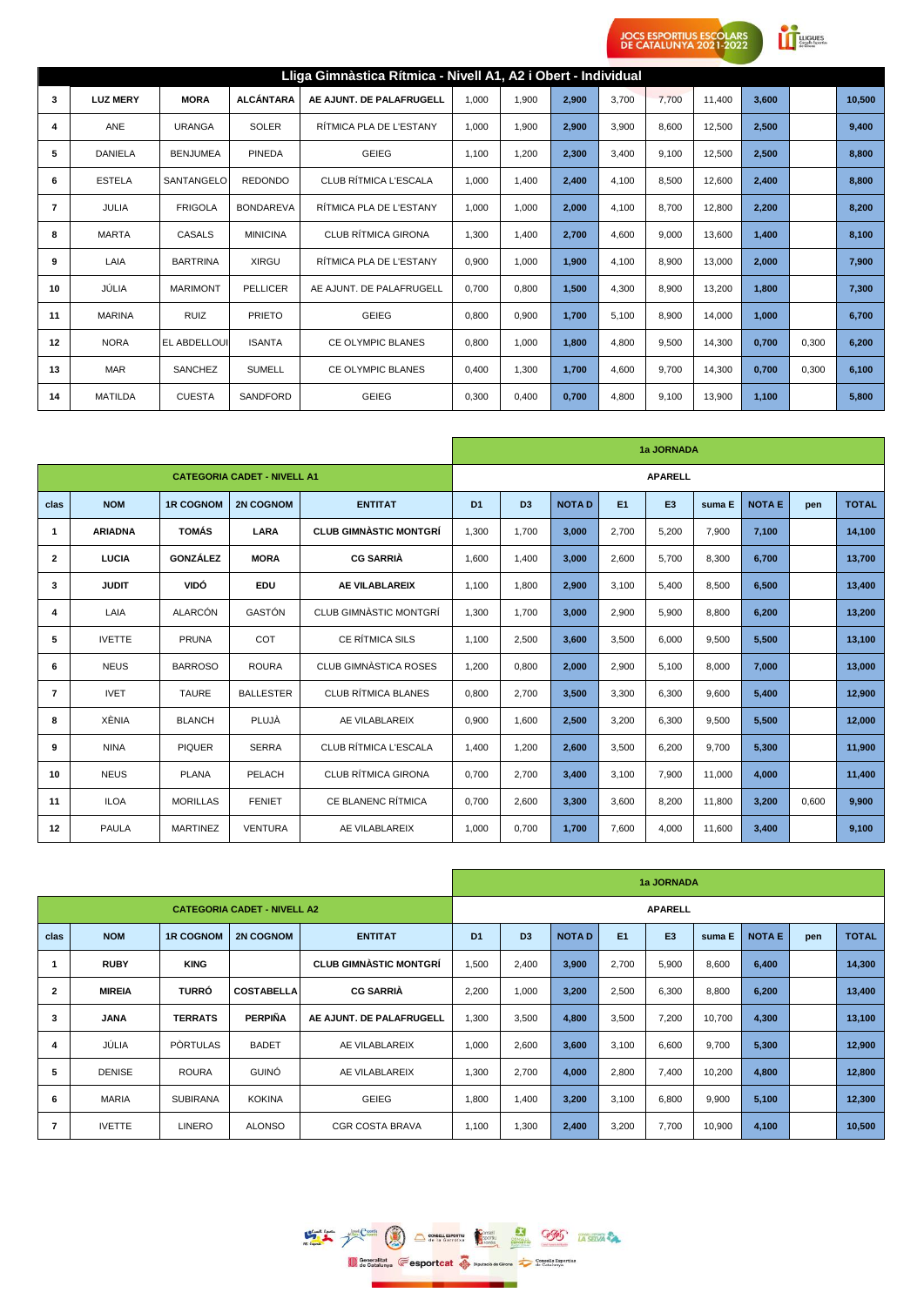## Lliga Gimnàstica Rítmica - Nivell A1, A2 i Obert - Individual

| | | | | | | | | | | | | | |
|---|---|---|---|---|---|---|---|---|---|---|---|---|---|
| **3** | **LUZ MERY** | **MORA** | **ALCÁNTARA** | **AE AJUNT. DE PALAFRUGELL** | 1,000 | 1,900 | **2,900** | 3,700 | 7,700 | 11,400 | **3,600** | | **10,500** |
| **4** | ANE | URANGA | SOLER | RÍTMICA PLA DE L'ESTANY | 1,000 | 1,900 | **2,900** | 3,900 | 8,600 | 12,500 | **2,500** | | **9,400** |
| **5** | DANIELA | BENJUMEA | PINEDA | GEIEG | 1,100 | 1,200 | **2,300** | 3,400 | 9,100 | 12,500 | **2,500** | | **8,800** |
| **6** | ESTELA | SANTANGELO | REDONDO | CLUB RÍTMICA L'ESCALA | 1,000 | 1,400 | **2,400** | 4,100 | 8,500 | 12,600 | **2,400** | | **8,800** |
| **7** | JULIA | FRIGOLA | BONDAREVA | RÍTMICA PLA DE L'ESTANY | 1,000 | 1,000 | **2,000** | 4,100 | 8,700 | 12,800 | **2,200** | | **8,200** |
| **8** | MARTA | CASALS | MINICINA | CLUB RÍTMICA GIRONA | 1,300 | 1,400 | **2,700** | 4,600 | 9,000 | 13,600 | **1,400** | | **8,100** |
| **9** | LAIA | BARTRINA | XIRGU | RÍTMICA PLA DE L'ESTANY | 0,900 | 1,000 | **1,900** | 4,100 | 8,900 | 13,000 | **2,000** | | **7,900** |
| **10** | JÚLIA | MARIMONT | PELLICER | AE AJUNT. DE PALAFRUGELL | 0,700 | 0,800 | **1,500** | 4,300 | 8,900 | 13,200 | **1,800** | | **7,300** |
| **11** | MARINA | RUIZ | PRIETO | GEIEG | 0,800 | 0,900 | **1,700** | 5,100 | 8,900 | 14,000 | **1,000** | | **6,700** |
| **12** | NORA | EL ABDELLOUI | ISANTA | CE OLYMPIC BLANES | 0,800 | 1,000 | **1,800** | 4,800 | 9,500 | 14,300 | **0,700** | 0,300 | **6,200** |
| **13** | MAR | SANCHEZ | SUMELL | CE OLYMPIC BLANES | 0,400 | 1,300 | **1,700** | 4,600 | 9,700 | 14,300 | **0,700** | 0,300 | **6,100** |
| **14** | MATILDA | CUESTA | SANDFORD | GEIEG | 0,300 | 0,400 | **0,700** | 4,800 | 9,100 | 13,900 | **1,100** | | **5,800** |

| | | | | | 1a JORNADA | | | | | | | | |
|---|---|---|---|---|---|---|---|---|---|---|---|---|---|
| **CATEGORIA CADET - NIVELL A1** | | | | | APARELL | | | | | | | | |
| **clas** | **NOM** | **1R COGNOM** | **2N COGNOM** | **ENTITAT** | **D1** | **D3** | **NOTA D** | **E1** | **E3** | **suma E** | **NOTA E** | **pen** | **TOTAL** |
| **1** | **ARIADNA** | **TOMÁS** | **LARA** | **CLUB GIMNÀSTIC MONTGRÍ** | 1,300 | 1,700 | **3,000** | 2,700 | 5,200 | 7,900 | **7,100** | | **14,100** |
| **2** | **LUCIA** | **GONZÁLEZ** | **MORA** | **CG SARRIÀ** | 1,600 | 1,400 | **3,000** | 2,600 | 5,700 | 8,300 | **6,700** | | **13,700** |
| **3** | **JUDIT** | **VIDÓ** | **EDU** | **AE VILABLAREIX** | 1,100 | 1,800 | **2,900** | 3,100 | 5,400 | 8,500 | **6,500** | | **13,400** |
| **4** | LAIA | ALARCÓN | GASTÓN | CLUB GIMNÀSTIC MONTGRÍ | 1,300 | 1,700 | **3,000** | 2,900 | 5,900 | 8,800 | **6,200** | | **13,200** |
| **5** | IVETTE | PRUNA | COT | CE RÍTMICA SILS | 1,100 | 2,500 | **3,600** | 3,500 | 6,000 | 9,500 | **5,500** | | **13,100** |
| **6** | NEUS | BARROSO | ROURA | CLUB GIMNÀSTICA ROSES | 1,200 | 0,800 | **2,000** | 2,900 | 5,100 | 8,000 | **7,000** | | **13,000** |
| **7** | IVET | TAURE | BALLESTER | CLUB RÍTMICA BLANES | 0,800 | 2,700 | **3,500** | 3,300 | 6,300 | 9,600 | **5,400** | | **12,900** |
| **8** | XÈNIA | BLANCH | PLUJÀ | AE VILABLAREIX | 0,900 | 1,600 | **2,500** | 3,200 | 6,300 | 9,500 | **5,500** | | **12,000** |
| **9** | NINA | PIQUER | SERRA | CLUB RÍTMICA L'ESCALA | 1,400 | 1,200 | **2,600** | 3,500 | 6,200 | 9,700 | **5,300** | | **11,900** |
| **10** | NEUS | PLANA | PELACH | CLUB RÍTMICA GIRONA | 0,700 | 2,700 | **3,400** | 3,100 | 7,900 | 11,000 | **4,000** | | **11,400** |
| **11** | ILOA | MORILLAS | FENIET | CE BLANENC RÍTMICA | 0,700 | 2,600 | **3,300** | 3,600 | 8,200 | 11,800 | **3,200** | 0,600 | **9,900** |
| **12** | PAULA | MARTINEZ | VENTURA | AE VILABLAREIX | 1,000 | 0,700 | **1,700** | 7,600 | 4,000 | 11,600 | **3,400** | | **9,100** |

| | | | | | 1a JORNADA | | | | | | | | |
|---|---|---|---|---|---|---|---|---|---|---|---|---|---|
| **CATEGORIA CADET - NIVELL A2** | | | | | APARELL | | | | | | | | |
| **clas** | **NOM** | **1R COGNOM** | **2N COGNOM** | **ENTITAT** | **D1** | **D3** | **NOTA D** | **E1** | **E3** | **suma E** | **NOTA E** | **pen** | **TOTAL** |
| **1** | **RUBY** | **KING** | | **CLUB GIMNÀSTIC MONTGRÍ** | 1,500 | 2,400 | **3,900** | 2,700 | 5,900 | 8,600 | **6,400** | | **14,300** |
| **2** | **MIREIA** | **TURRÓ** | **COSTABELLA** | **CG SARRIÀ** | 2,200 | 1,000 | **3,200** | 2,500 | 6,300 | 8,800 | **6,200** | | **13,400** |
| **3** | **JANA** | **TERRATS** | **PERPIÑA** | **AE AJUNT. DE PALAFRUGELL** | 1,300 | 3,500 | **4,800** | 3,500 | 7,200 | 10,700 | **4,300** | | **13,100** |
| **4** | JÚLIA | PÒRTULAS | BADET | AE VILABLAREIX | 1,000 | 2,600 | **3,600** | 3,100 | 6,600 | 9,700 | **5,300** | | **12,900** |
| **5** | DENISE | ROURA | GUINÓ | AE VILABLAREIX | 1,300 | 2,700 | **4,000** | 2,800 | 7,400 | 10,200 | **4,800** | | **12,800** |
| **6** | MARIA | SUBIRANA | KOKINA | GEIEG | 1,800 | 1,400 | **3,200** | 3,100 | 6,800 | 9,900 | **5,100** | | **12,300** |
| **7** | IVETTE | LINERO | ALONSO | CGR COSTA BRAVA | 1,100 | 1,300 | **2,400** | 3,200 | 7,700 | 10,900 | **4,100** | | **10,500** |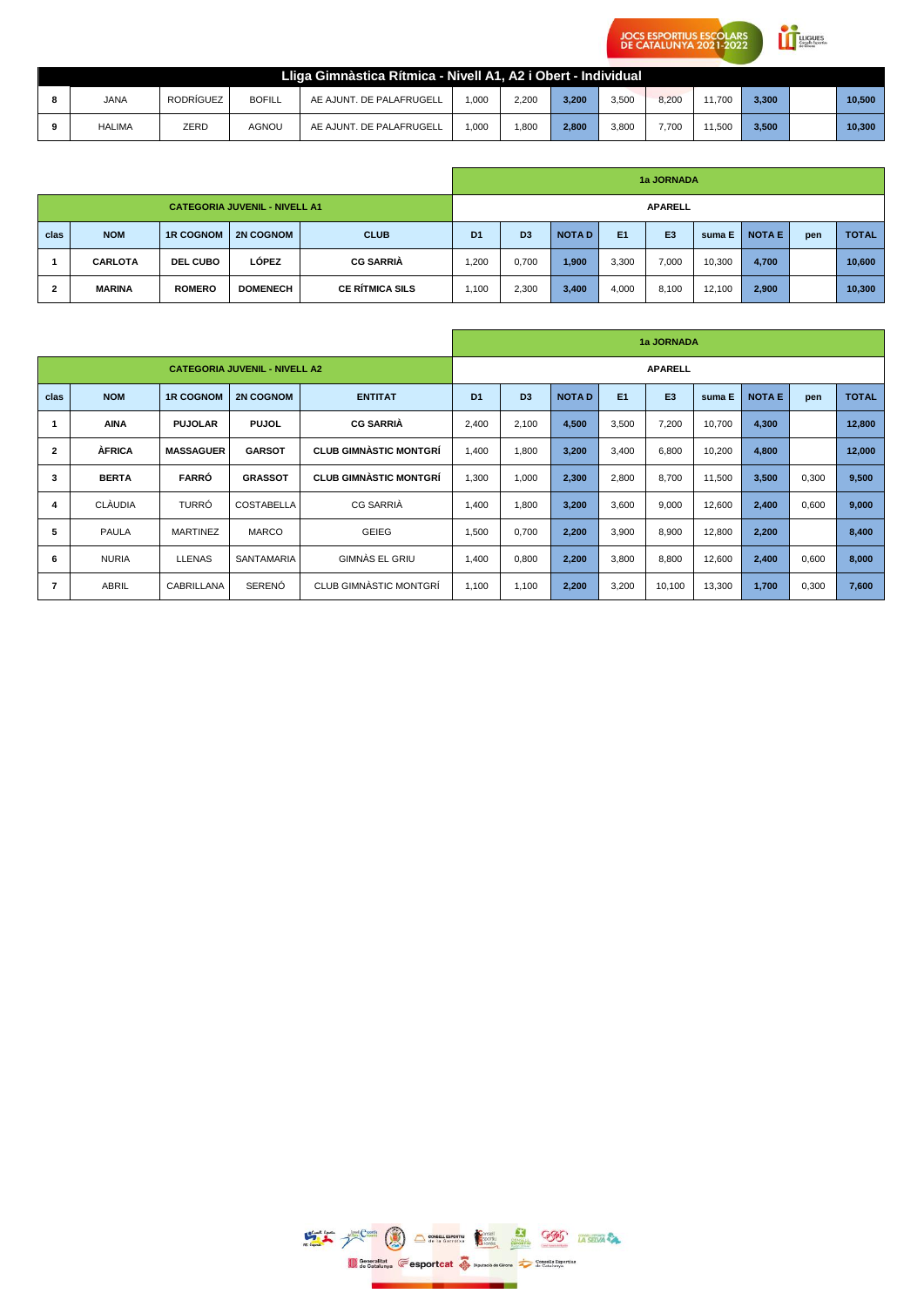## Lliga Gimnàstica Rítmica - Nivell A1, A2 i Obert - Individual

| | | | | | | | | | | | | | |
|---|---|---|---|---|---|---|---|---|---|---|---|---|---|
| 8 | JANA | RODRÍGUEZ | BOFILL | AE AJUNT. DE PALAFRUGELL | 1,000 | 2,200 | **3,200** | 3,500 | 8,200 | 11,700 | **3,300** | | **10,500** |
| 9 | HALIMA | ZERD | AGNOU | AE AJUNT. DE PALAFRUGELL | 1,000 | 1,800 | **2,800** | 3,800 | 7,700 | 11,500 | **3,500** | | **10,300** |

| | | | | | 1a JORNADA | | | | | | | | |
|---|---|---|---|---|---|---|---|---|---|---|---|---|---|
| CATEGORIA JUVENIL - NIVELL A1 | | | | | APARELL | | | | | | | | |
| **clas** | **NOM** | **1R COGNOM** | **2N COGNOM** | **CLUB** | **D1** | **D3** | **NOTA D** | **E1** | **E3** | **suma E** | **NOTA E** | **pen** | **TOTAL** |
| **1** | **CARLOTA** | **DEL CUBO** | **LÓPEZ** | **CG SARRIÀ** | 1,200 | 0,700 | **1,900** | 3,300 | 7,000 | 10,300 | **4,700** | | **10,600** |
| **2** | **MARINA** | **ROMERO** | **DOMENECH** | **CE RÍTMICA SILS** | 1,100 | 2,300 | **3,400** | 4,000 | 8,100 | 12,100 | **2,900** | | **10,300** |

| | | | | | 1a JORNADA | | | | | | | | |
|---|---|---|---|---|---|---|---|---|---|---|---|---|---|
| CATEGORIA JUVENIL - NIVELL A2 | | | | | APARELL | | | | | | | | |
| **clas** | **NOM** | **1R COGNOM** | **2N COGNOM** | **ENTITAT** | **D1** | **D3** | **NOTA D** | **E1** | **E3** | **suma E** | **NOTA E** | **pen** | **TOTAL** |
| **1** | **AINA** | **PUJOLAR** | **PUJOL** | **CG SARRIÀ** | 2,400 | 2,100 | **4,500** | 3,500 | 7,200 | 10,700 | **4,300** | | **12,800** |
| **2** | **ÀFRICA** | **MASSAGUER** | **GARSOT** | **CLUB GIMNÀSTIC MONTGRÍ** | 1,400 | 1,800 | **3,200** | 3,400 | 6,800 | 10,200 | **4,800** | | **12,000** |
| **3** | **BERTA** | **FARRÓ** | **GRASSOT** | **CLUB GIMNÀSTIC MONTGRÍ** | 1,300 | 1,000 | **2,300** | 2,800 | 8,700 | 11,500 | **3,500** | 0,300 | **9,500** |
| 4 | CLÀUDIA | TURRÓ | COSTABELLA | CG SARRIÀ | 1,400 | 1,800 | **3,200** | 3,600 | 9,000 | 12,600 | **2,400** | 0,600 | **9,000** |
| 5 | PAULA | MARTINEZ | MARCO | GEIEG | 1,500 | 0,700 | **2,200** | 3,900 | 8,900 | 12,800 | **2,200** | | **8,400** |
| 6 | NURIA | LLENAS | SANTAMARIA | GIMNÀS EL GRIU | 1,400 | 0,800 | **2,200** | 3,800 | 8,800 | 12,600 | **2,400** | 0,600 | **8,000** |
| 7 | ABRIL | CABRILLANA | SERENÓ | CLUB GIMNÀSTIC MONTGRÍ | 1,100 | 1,100 | **2,200** | 3,200 | 10,100 | 13,300 | **1,700** | 0,300 | **7,600** |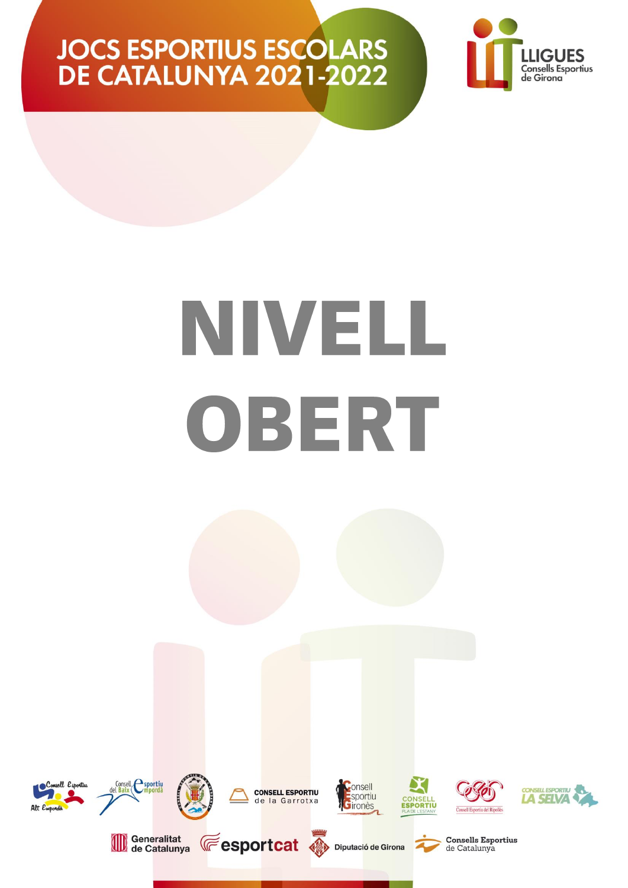# JOCS ESPORTIUS ESCOLARS DE CATALUNYA 2021-2022

LLIGUES
Consells Esportius de Girona

# NIVELL OBERT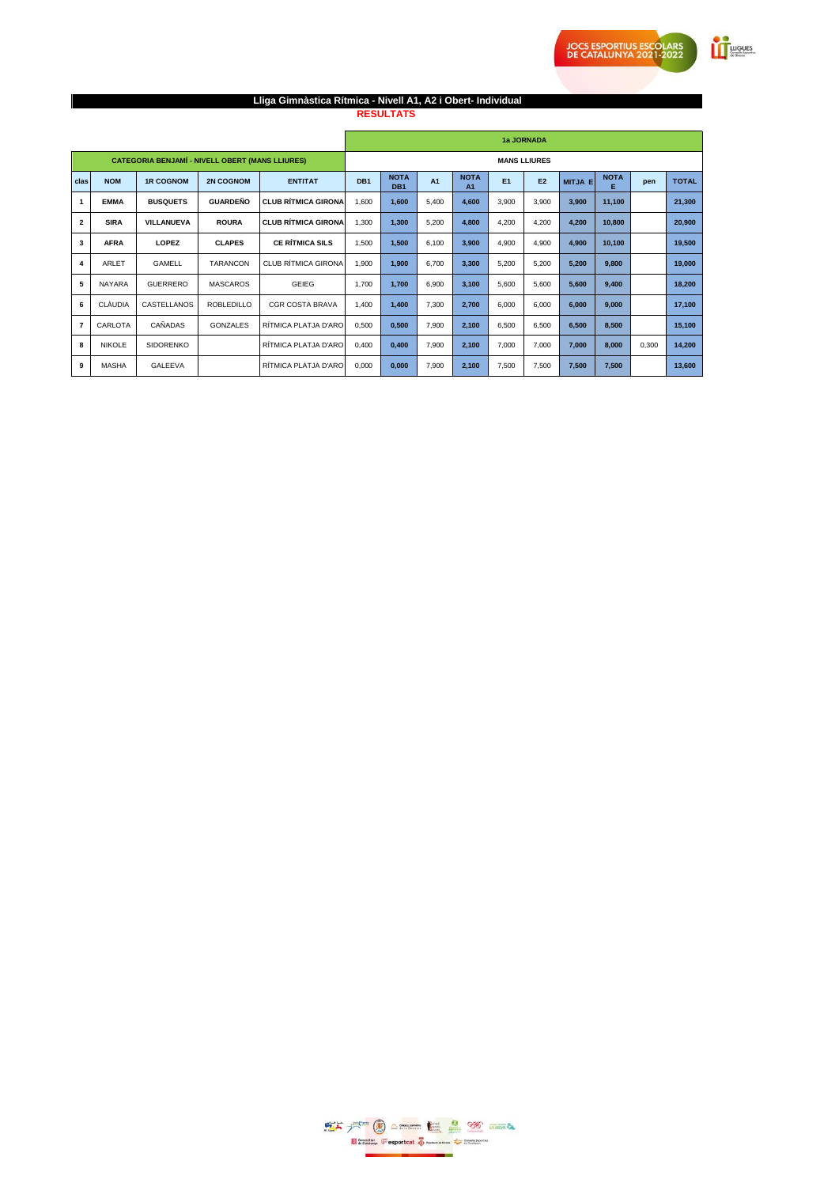# Lliga Gimnàstica Rítmica - Nivell A1, A2 i Obert- Individual

**RESULTATS**

| CATEGORIA BENJAMÍ - NIVELL OBERT (MANS LLIURES) | | | | | 1a JORNADA | | | | | | | | | | |
|---|---|---|---|---|---|---|---|---|---|---|---|---|---|---|---|
| | | | | | MANS LLIURES | | | | | | | | | | |
| clas | NOM | 1R COGNOM | 2N COGNOM | ENTITAT | DB1 | NOTA DB1 | A1 | NOTA A1 | E1 | E2 | MITJA E | NOTA E | pen | TOTAL |
| 1 | **EMMA** | **BUSQUETS** | **GUARDEÑO** | **CLUB RÍTMICA GIRONA** | 1,600 | 1,600 | 5,400 | 4,600 | 3,900 | 3,900 | 3,900 | 11,100 | | 21,300 |
| 2 | **SIRA** | **VILLANUEVA** | **ROURA** | **CLUB RÍTMICA GIRONA** | 1,300 | 1,300 | 5,200 | 4,800 | 4,200 | 4,200 | 4,200 | 10,800 | | 20,900 |
| 3 | **AFRA** | **LOPEZ** | **CLAPES** | **CE RÍTMICA SILS** | 1,500 | 1,500 | 6,100 | 3,900 | 4,900 | 4,900 | 4,900 | 10,100 | | 19,500 |
| 4 | ARLET | GAMELL | TARANCON | CLUB RÍTMICA GIRONA | 1,900 | 1,900 | 6,700 | 3,300 | 5,200 | 5,200 | 5,200 | 9,800 | | 19,000 |
| 5 | NAYARA | GUERRERO | MASCAROS | GEIEG | 1,700 | 1,700 | 6,900 | 3,100 | 5,600 | 5,600 | 5,600 | 9,400 | | 18,200 |
| 6 | CLÀUDIA | CASTELLANOS | ROBLEDILLO | CGR COSTA BRAVA | 1,400 | 1,400 | 7,300 | 2,700 | 6,000 | 6,000 | 6,000 | 9,000 | | 17,100 |
| 7 | CARLOTA | CAÑADAS | GONZALES | RÍTMICA PLATJA D'ARO | 0,500 | 0,500 | 7,900 | 2,100 | 6,500 | 6,500 | 6,500 | 8,500 | | 15,100 |
| 8 | NIKOLE | SIDORENKO | | RÍTMICA PLATJA D'ARO | 0,400 | 0,400 | 7,900 | 2,100 | 7,000 | 7,000 | 7,000 | 8,000 | 0,300 | 14,200 |
| 9 | MASHA | GALEEVA | | RÍTMICA PLATJA D'ARO | 0,000 | 0,000 | 7,900 | 2,100 | 7,500 | 7,500 | 7,500 | 7,500 | | 13,600 |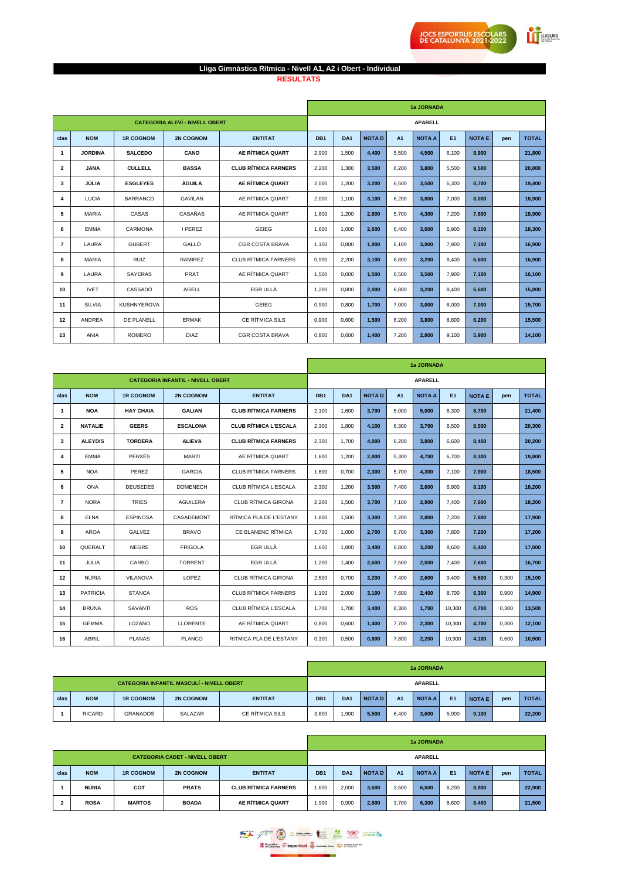## Lliga Gimnàstica Rítmica - Nivell A1, A2 i Obert - Individual

**RESULTATS**

| | | | | | 1a JORNADA | | | | | | | | | |
|---|---|---|---|---|---|---|---|---|---|---|---|---|---|---|
| CATEGORIA ALEVÍ - NIVELL OBERT | | | | | APARELL | | | | | | | | | |
| clas | NOM | 1R COGNOM | 2N COGNOM | ENTITAT | DB1 | DA1 | NOTA D | A1 | NOTA A | E1 | NOTA E | pen | TOTAL |
| **1** | **JORDINA** | **SALCEDO** | **CANO** | **AE RÍTMICA QUART** | 2,900 | 1,500 | **4,400** | 5,500 | **4,500** | 6,100 | **8,900** | | **21,800** |
| **2** | **JANA** | **CULLELL** | **BASSA** | **CLUB RÍTMICA FARNERS** | 2,200 | 1,300 | **3,500** | 6,200 | **3,800** | 5,500 | **9,500** | | **20,800** |
| **3** | **JÚLIA** | **ESGLEYES** | **ÀGUILA** | **AE RÍTMICA QUART** | 2,000 | 1,200 | **3,200** | 6,500 | **3,500** | 6,300 | **8,700** | | **19,400** |
| 4 | LUCIA | BARRANCO | GAVILÁN | AE RÍTMICA QUART | 2,000 | 1,100 | **3,100** | 6,200 | **3,800** | 7,000 | **8,000** | | **18,900** |
| 5 | MARIA | CASAS | CASAÑAS | AE RÍTMICA QUART | 1,600 | 1,200 | **2,800** | 5,700 | **4,300** | 7,200 | **7,800** | | **18,900** |
| 6 | EMMA | CARMONA | I PEREZ | GEIEG | 1,600 | 1,000 | **2,600** | 6,400 | **3,600** | 6,900 | **8,100** | | **18,300** |
| 7 | LAURA | GUBERT | GALLÓ | CGR COSTA BRAVA | 1,100 | 0,800 | **1,900** | 6,100 | **3,900** | 7,900 | **7,100** | | **16,900** |
| 8 | MARIA | RUIZ | RAMIREZ | CLUB RÍTMICA FARNERS | 0,900 | 2,200 | **3,100** | 6,800 | **3,200** | 8,400 | **6,600** | | **16,900** |
| 9 | LAURA | SAYERAS | PRAT | AE RÍTMICA QUART | 1,500 | 0,000 | **1,500** | 6,500 | **3,500** | 7,900 | **7,100** | | **16,100** |
| 10 | IVET | CASSADÓ | AGELL | EGR ULLÀ | 1,200 | 0,800 | **2,000** | 6,800 | **3,200** | 8,400 | **6,600** | | **15,800** |
| 11 | SILVIA | KUSHNYEROVA | | GEIEG | 0,900 | 0,800 | **1,700** | 7,000 | **3,000** | 8,000 | **7,000** | | **15,700** |
| 12 | ANDREA | DE PLANELL | ERMAK | CE RÍTMICA SILS | 0,900 | 0,600 | **1,500** | 6,200 | **3,800** | 8,800 | **6,200** | | **15,500** |
| 13 | ANIA | ROMERO | DIAZ | CGR COSTA BRAVA | 0,800 | 0,600 | **1,400** | 7,200 | **2,800** | 9,100 | **5,900** | | **14,100** |

| | | | | | 1a JORNADA | | | | | | | | | |
|---|---|---|---|---|---|---|---|---|---|---|---|---|---|---|
| CATEGORIA INFANTIL - NIVELL OBERT | | | | | APARELL | | | | | | | | | |
| clas | NOM | 1R COGNOM | 2N COGNOM | ENTITAT | DB1 | DA1 | NOTA D | A1 | NOTA A | E1 | NOTA E | pen | TOTAL |
| **1** | **NOA** | **HAY CHAIA** | **GALIAN** | **CLUB RÍTMICA FARNERS** | 2,100 | 1,600 | **3,700** | 5,000 | **5,000** | 6,300 | **8,700** | | **21,400** |
| **2** | **NATALIE** | **GEERS** | **ESCALONA** | **CLUB RÍTMICA L'ESCALA** | 2,300 | 1,800 | **4,100** | 6,300 | **3,700** | 6,500 | **8,500** | | **20,300** |
| **3** | **ALEYDIS** | **TORDERA** | **ALIEVA** | **CLUB RÍTMICA FARNERS** | 2,300 | 1,700 | **4,000** | 6,200 | **3,800** | 6,600 | **8,400** | | **20,200** |
| 4 | EMMA | PERXÉS | MARTI | AE RÍTMICA QUART | 1,600 | 1,200 | **2,800** | 5,300 | **4,700** | 6,700 | **8,300** | | **19,800** |
| 5 | NOA | PEREZ | GARCIA | CLUB RÍTMICA FARNERS | 1,600 | 0,700 | **2,300** | 5,700 | **4,300** | 7,100 | **7,900** | | **18,500** |
| 6 | ONA | DEUSEDES | DOMENECH | CLUB RÍTMICA L'ESCALA | 2,300 | 1,200 | **3,500** | 7,400 | **2,600** | 6,900 | **8,100** | | **18,200** |
| 7 | NORA | TRIES | AGUILERA | CLUB RÍTMICA GIRONA | 2,200 | 1,500 | **3,700** | 7,100 | **2,900** | 7,400 | **7,600** | | **18,200** |
| 8 | ELNA | ESPINOSA | CASADEMONT | RÍTMICA PLA DE L'ESTANY | 1,800 | 1,500 | **3,300** | 7,200 | **2,800** | 7,200 | **7,800** | | **17,900** |
| 9 | AROA | GALVEZ | BRAVO | CE BLANENC RÍTMICA | 1,700 | 1,000 | **2,700** | 6,700 | **3,300** | 7,800 | **7,200** | | **17,200** |
| 10 | QUERALT | NEGRE | FRIGOLA | EGR ULLÀ | 1,600 | 1,800 | **3,400** | 6,800 | **3,200** | 8,600 | **6,400** | | **17,000** |
| 11 | JÚLIA | CARBÓ | TORRENT | EGR ULLÀ | 1,200 | 1,400 | **2,600** | 7,500 | **2,500** | 7,400 | **7,600** | | **16,700** |
| 12 | NÚRIA | VILANOVA | LOPEZ | CLUB RÍTMICA GIRONA | 2,500 | 0,700 | **3,200** | 7,400 | **2,600** | 9,400 | **5,600** | 0,300 | **15,100** |
| 13 | PATRICIA | STANCA | | CLUB RÍTMICA FARNERS | 1,100 | 2,000 | **3,100** | 7,600 | **2,400** | 8,700 | **6,300** | 0,900 | **14,900** |
| 14 | BRUNA | SAVANTÍ | ROS | CLUB RÍTMICA L'ESCALA | 1,700 | 1,700 | **3,400** | 8,300 | **1,700** | 10,300 | **4,700** | 0,300 | **13,500** |
| 15 | GEMMA | LOZANO | LLORENTE | AE RÍTMICA QUART | 0,800 | 0,600 | **1,400** | 7,700 | **2,300** | 10,300 | **4,700** | 0,300 | **12,100** |
| 16 | ABRIL | PLANAS | PLANCO | RÍTMICA PLA DE L'ESTANY | 0,300 | 0,500 | **0,800** | 7,800 | **2,200** | 10,900 | **4,100** | 0,600 | **10,500** |

| | | | | | 1a JORNADA | | | | | | | | | |
|---|---|---|---|---|---|---|---|---|---|---|---|---|---|---|
| CATEGORIA INFANTIL MASCULÍ - NIVELL OBERT | | | | | APARELL | | | | | | | | | |
| clas | NOM | 1R COGNOM | 2N COGNOM | ENTITAT | DB1 | DA1 | NOTA D | A1 | NOTA A | E1 | NOTA E | pen | TOTAL |
| 1 | RICARD | GRANADOS | SALAZAR | CE RÍTMICA SILS | 3,600 | 1,900 | **5,500** | 6,400 | **3,600** | 5,900 | **9,100** | | **22,200** |

| | | | | | 1a JORNADA | | | | | | | | | |
|---|---|---|---|---|---|---|---|---|---|---|---|---|---|---|
| CATEGORIA CADET - NIVELL OBERT | | | | | APARELL | | | | | | | | | |
| clas | NOM | 1R COGNOM | 2N COGNOM | ENTITAT | DB1 | DA1 | NOTA D | A1 | NOTA A | E1 | NOTA E | pen | TOTAL |
| **1** | **NÚRIA** | **COT** | **PRATS** | **CLUB RÍTMICA FARNERS** | 1,600 | 2,000 | **3,600** | 3,500 | **6,500** | 6,200 | **8,800** | | **22,900** |
| **2** | **ROSA** | **MARTOS** | **BOADA** | **AE RÍTMICA QUART** | 1,900 | 0,900 | **2,800** | 3,700 | **6,300** | 6,600 | **8,400** | | **21,500** |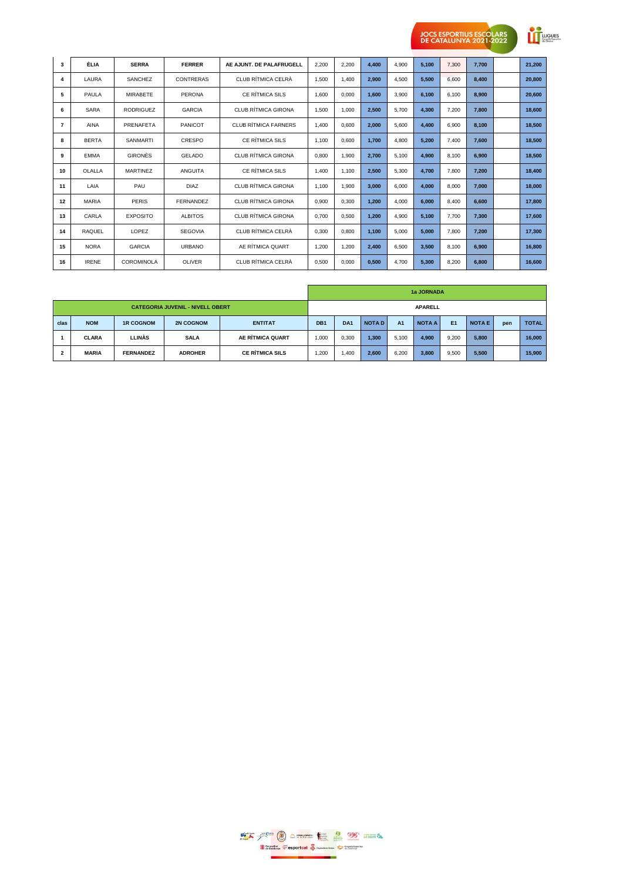| | | | | | | | | | | | | | |
|---|---|---|---|---|---|---|---|---|---|---|---|---|---|
| 3 | ÈLIA | SERRA | FERRER | AE AJUNT. DE PALAFRUGELL | 2,200 | 2,200 | 4,400 | 4,900 | 5,100 | 7,300 | 7,700 | | 21,200 |
| 4 | LAURA | SANCHEZ | CONTRERAS | CLUB RÍTMICA CELRÀ | 1,500 | 1,400 | 2,900 | 4,500 | 5,500 | 6,600 | 8,400 | | 20,800 |
| 5 | PAULA | MIRABETE | PERONA | CE RÍTMICA SILS | 1,600 | 0,000 | 1,600 | 3,900 | 6,100 | 6,100 | 8,900 | | 20,600 |
| 6 | SARA | RODRIGUEZ | GARCIA | CLUB RÍTMICA GIRONA | 1,500 | 1,000 | 2,500 | 5,700 | 4,300 | 7,200 | 7,800 | | 18,600 |
| 7 | AINA | PRENAFETA | PANICOT | CLUB RÍTMICA FARNERS | 1,400 | 0,600 | 2,000 | 5,600 | 4,400 | 6,900 | 8,100 | | 18,500 |
| 8 | BERTA | SANMARTI | CRESPO | CE RÍTMICA SILS | 1,100 | 0,600 | 1,700 | 4,800 | 5,200 | 7,400 | 7,600 | | 18,500 |
| 9 | EMMA | GIRONÈS | GELADO | CLUB RÍTMICA GIRONA | 0,800 | 1,900 | 2,700 | 5,100 | 4,900 | 8,100 | 6,900 | | 18,500 |
| 10 | OLALLA | MARTINEZ | ANGUITA | CE RÍTMICA SILS | 1,400 | 1,100 | 2,500 | 5,300 | 4,700 | 7,800 | 7,200 | | 18,400 |
| 11 | LAIA | PAU | DIAZ | CLUB RÍTMICA GIRONA | 1,100 | 1,900 | 3,000 | 6,000 | 4,000 | 8,000 | 7,000 | | 18,000 |
| 12 | MARIA | PERIS | FERNANDEZ | CLUB RÍTMICA GIRONA | 0,900 | 0,300 | 1,200 | 4,000 | 6,000 | 8,400 | 6,600 | | 17,800 |
| 13 | CARLA | EXPOSITO | ALBITOS | CLUB RÍTMICA GIRONA | 0,700 | 0,500 | 1,200 | 4,900 | 5,100 | 7,700 | 7,300 | | 17,600 |
| 14 | RAQUEL | LOPEZ | SEGOVIA | CLUB RÍTMICA CELRÀ | 0,300 | 0,800 | 1,100 | 5,000 | 5,000 | 7,800 | 7,200 | | 17,300 |
| 15 | NORA | GARCIA | URBANO | AE RÍTMICA QUART | 1,200 | 1,200 | 2,400 | 6,500 | 3,500 | 8,100 | 6,900 | | 16,800 |
| 16 | IRENE | COROMINOLA | OLIVER | CLUB RÍTMICA CELRÀ | 0,500 | 0,000 | 0,500 | 4,700 | 5,300 | 8,200 | 6,800 | | 16,600 |

| | | | | | 1a JORNADA | | | | | | | | |
|---|---|---|---|---|---|---|---|---|---|---|---|---|---|
| CATEGORIA JUVENIL - NIVELL OBERT | | | | | APARELL | | | | | | | | |
| clas | NOM | 1R COGNOM | 2N COGNOM | ENTITAT | DB1 | DA1 | NOTA D | A1 | NOTA A | E1 | NOTA E | pen | TOTAL |
| 1 | CLARA | LLINÀS | SALA | AE RÍTMICA QUART | 1,000 | 0,300 | 1,300 | 5,100 | 4,900 | 9,200 | 5,800 | | 16,000 |
| 2 | MARIA | FERNANDEZ | ADROHER | CE RÍTMICA SILS | 1,200 | 1,400 | 2,600 | 6,200 | 3,800 | 9,500 | 5,500 | | 15,900 |